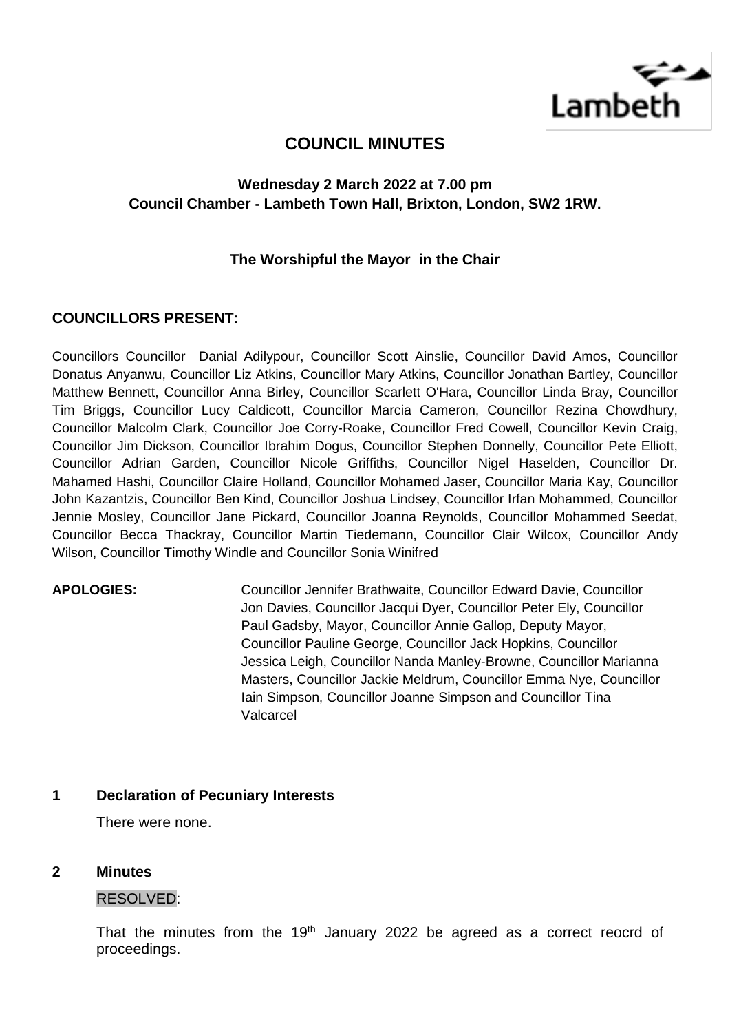Lambeth

# COUNCIL MINUTES

**Wednesday 2 March 2022 at 7.00 pm**
**Council Chamber - Lambeth Town Hall, Brixton, London, SW2 1RW.**

**The Worshipful the Mayor in the Chair**

**COUNCILLORS PRESENT:**

Councillors Councillor Danial Adilypour, Councillor Scott Ainslie, Councillor David Amos, Councillor Donatus Anyanwu, Councillor Liz Atkins, Councillor Mary Atkins, Councillor Jonathan Bartley, Councillor Matthew Bennett, Councillor Anna Birley, Councillor Scarlett O'Hara, Councillor Linda Bray, Councillor Tim Briggs, Councillor Lucy Caldicott, Councillor Marcia Cameron, Councillor Rezina Chowdhury, Councillor Malcolm Clark, Councillor Joe Corry-Roake, Councillor Fred Cowell, Councillor Kevin Craig, Councillor Jim Dickson, Councillor Ibrahim Dogus, Councillor Stephen Donnelly, Councillor Pete Elliott, Councillor Adrian Garden, Councillor Nicole Griffiths, Councillor Nigel Haselden, Councillor Dr. Mahamed Hashi, Councillor Claire Holland, Councillor Mohamed Jaser, Councillor Maria Kay, Councillor John Kazantzis, Councillor Ben Kind, Councillor Joshua Lindsey, Councillor Irfan Mohammed, Councillor Jennie Mosley, Councillor Jane Pickard, Councillor Joanna Reynolds, Councillor Mohammed Seedat, Councillor Becca Thackray, Councillor Martin Tiedemann, Councillor Clair Wilcox, Councillor Andy Wilson, Councillor Timothy Windle and Councillor Sonia Winifred

**APOLOGIES:** Councillor Jennifer Brathwaite, Councillor Edward Davie, Councillor Jon Davies, Councillor Jacqui Dyer, Councillor Peter Ely, Councillor Paul Gadsby, Mayor, Councillor Annie Gallop, Deputy Mayor, Councillor Pauline George, Councillor Jack Hopkins, Councillor Jessica Leigh, Councillor Nanda Manley-Browne, Councillor Marianna Masters, Councillor Jackie Meldrum, Councillor Emma Nye, Councillor Iain Simpson, Councillor Joanne Simpson and Councillor Tina Valcarcel

## 1 Declaration of Pecuniary Interests

There were none.

## 2 Minutes

RESOLVED:

That the minutes from the 19th January 2022 be agreed as a correct reocrd of proceedings.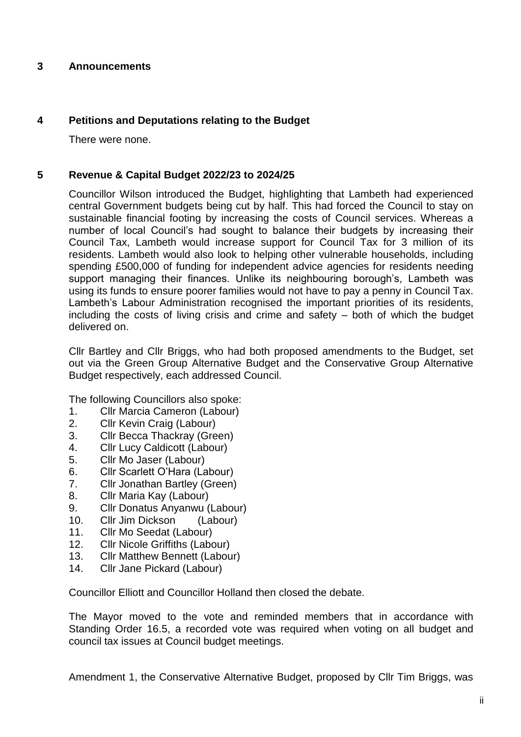## 3 Announcements

## 4 Petitions and Deputations relating to the Budget

There were none.

## 5 Revenue & Capital Budget 2022/23 to 2024/25

Councillor Wilson introduced the Budget, highlighting that Lambeth had experienced central Government budgets being cut by half. This had forced the Council to stay on sustainable financial footing by increasing the costs of Council services. Whereas a number of local Council's had sought to balance their budgets by increasing their Council Tax, Lambeth would increase support for Council Tax for 3 million of its residents. Lambeth would also look to helping other vulnerable households, including spending £500,000 of funding for independent advice agencies for residents needing support managing their finances. Unlike its neighbouring borough's, Lambeth was using its funds to ensure poorer families would not have to pay a penny in Council Tax. Lambeth's Labour Administration recognised the important priorities of its residents, including the costs of living crisis and crime and safety – both of which the budget delivered on.

Cllr Bartley and Cllr Briggs, who had both proposed amendments to the Budget, set out via the Green Group Alternative Budget and the Conservative Group Alternative Budget respectively, each addressed Council.

The following Councillors also spoke:

1. Cllr Marcia Cameron (Labour)
2. Cllr Kevin Craig (Labour)
3. Cllr Becca Thackray (Green)
4. Cllr Lucy Caldicott (Labour)
5. Cllr Mo Jaser (Labour)
6. Cllr Scarlett O'Hara (Labour)
7. Cllr Jonathan Bartley (Green)
8. Cllr Maria Kay (Labour)
9. Cllr Donatus Anyanwu (Labour)
10. Cllr Jim Dickson (Labour)
11. Cllr Mo Seedat (Labour)
12. Cllr Nicole Griffiths (Labour)
13. Cllr Matthew Bennett (Labour)
14. Cllr Jane Pickard (Labour)

Councillor Elliott and Councillor Holland then closed the debate.

The Mayor moved to the vote and reminded members that in accordance with Standing Order 16.5, a recorded vote was required when voting on all budget and council tax issues at Council budget meetings.

Amendment 1, the Conservative Alternative Budget, proposed by Cllr Tim Briggs, was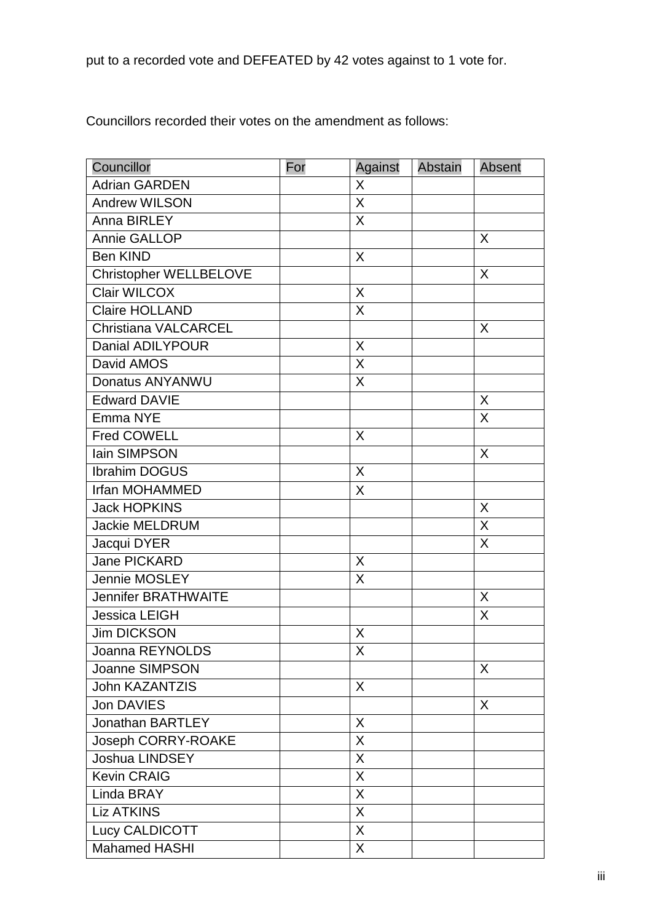put to a recorded vote and DEFEATED by 42 votes against to 1 vote for.

Councillors recorded their votes on the amendment as follows:

| Councillor | For | Against | Abstain | Absent |
| --- | --- | --- | --- | --- |
| Adrian GARDEN | | X | | |
| Andrew WILSON | | X | | |
| Anna BIRLEY | | X | | |
| Annie GALLOP | | | | X |
| Ben KIND | | X | | |
| Christopher WELLBELOVE | | | | X |
| Clair WILCOX | | X | | |
| Claire HOLLAND | | X | | |
| Christiana VALCARCEL | | | | X |
| Danial ADILYPOUR | | X | | |
| David AMOS | | X | | |
| Donatus ANYANWU | | X | | |
| Edward DAVIE | | | | X |
| Emma NYE | | | | X |
| Fred COWELL | | X | | |
| Iain SIMPSON | | | | X |
| Ibrahim DOGUS | | X | | |
| Irfan MOHAMMED | | X | | |
| Jack HOPKINS | | | | X |
| Jackie MELDRUM | | | | X |
| Jacqui DYER | | | | X |
| Jane PICKARD | | X | | |
| Jennie MOSLEY | | X | | |
| Jennifer BRATHWAITE | | | | X |
| Jessica LEIGH | | | | X |
| Jim DICKSON | | X | | |
| Joanna REYNOLDS | | X | | |
| Joanne SIMPSON | | | | X |
| John KAZANTZIS | | X | | |
| Jon DAVIES | | | | X |
| Jonathan BARTLEY | | X | | |
| Joseph CORRY-ROAKE | | X | | |
| Joshua LINDSEY | | X | | |
| Kevin CRAIG | | X | | |
| Linda BRAY | | X | | |
| Liz ATKINS | | X | | |
| Lucy CALDICOTT | | X | | |
| Mahamed HASHI | | X | | |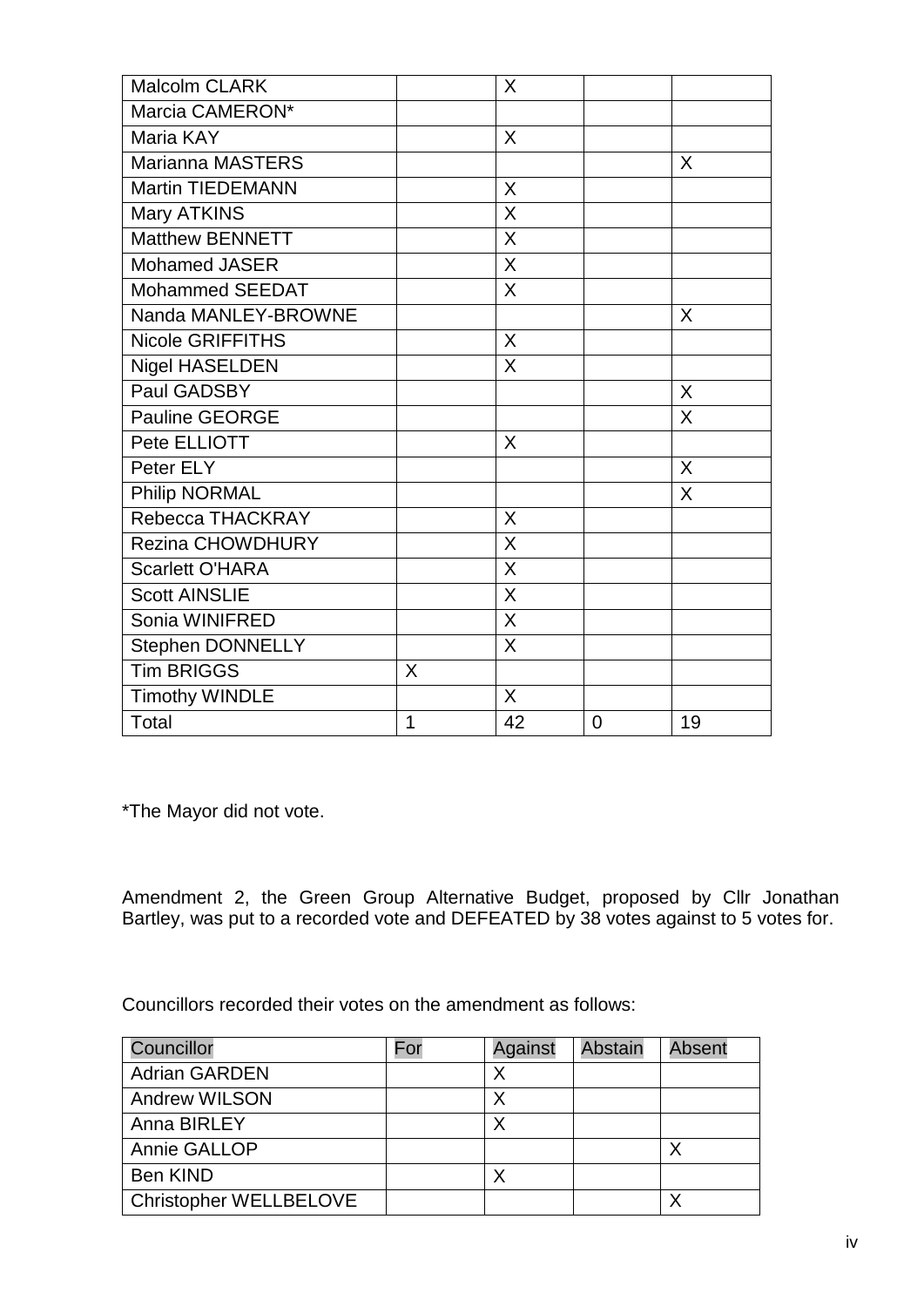| Malcolm CLARK | | X | | |
|---|---|---|---|---|
| Marcia CAMERON* | | | | |
| Maria KAY | | X | | |
| Marianna MASTERS | | | | X |
| Martin TIEDEMANN | | X | | |
| Mary ATKINS | | X | | |
| Matthew BENNETT | | X | | |
| Mohamed JASER | | X | | |
| Mohammed SEEDAT | | X | | |
| Nanda MANLEY-BROWNE | | | | X |
| Nicole GRIFFITHS | | X | | |
| Nigel HASELDEN | | X | | |
| Paul GADSBY | | | | X |
| Pauline GEORGE | | | | X |
| Pete ELLIOTT | | X | | |
| Peter ELY | | | | X |
| Philip NORMAL | | | | X |
| Rebecca THACKRAY | | X | | |
| Rezina CHOWDHURY | | X | | |
| Scarlett O'HARA | | X | | |
| Scott AINSLIE | | X | | |
| Sonia WINIFRED | | X | | |
| Stephen DONNELLY | | X | | |
| Tim BRIGGS | X | | | |
| Timothy WINDLE | | X | | |
| Total | 1 | 42 | 0 | 19 |

*The Mayor did not vote.

Amendment 2, the Green Group Alternative Budget, proposed by Cllr Jonathan Bartley, was put to a recorded vote and DEFEATED by 38 votes against to 5 votes for.

Councillors recorded their votes on the amendment as follows:

| Councillor | For | Against | Abstain | Absent |
|---|---|---|---|---|
| Adrian GARDEN | | X | | |
| Andrew WILSON | | X | | |
| Anna BIRLEY | | X | | |
| Annie GALLOP | | | | X |
| Ben KIND | | X | | |
| Christopher WELLBELOVE | | | | X |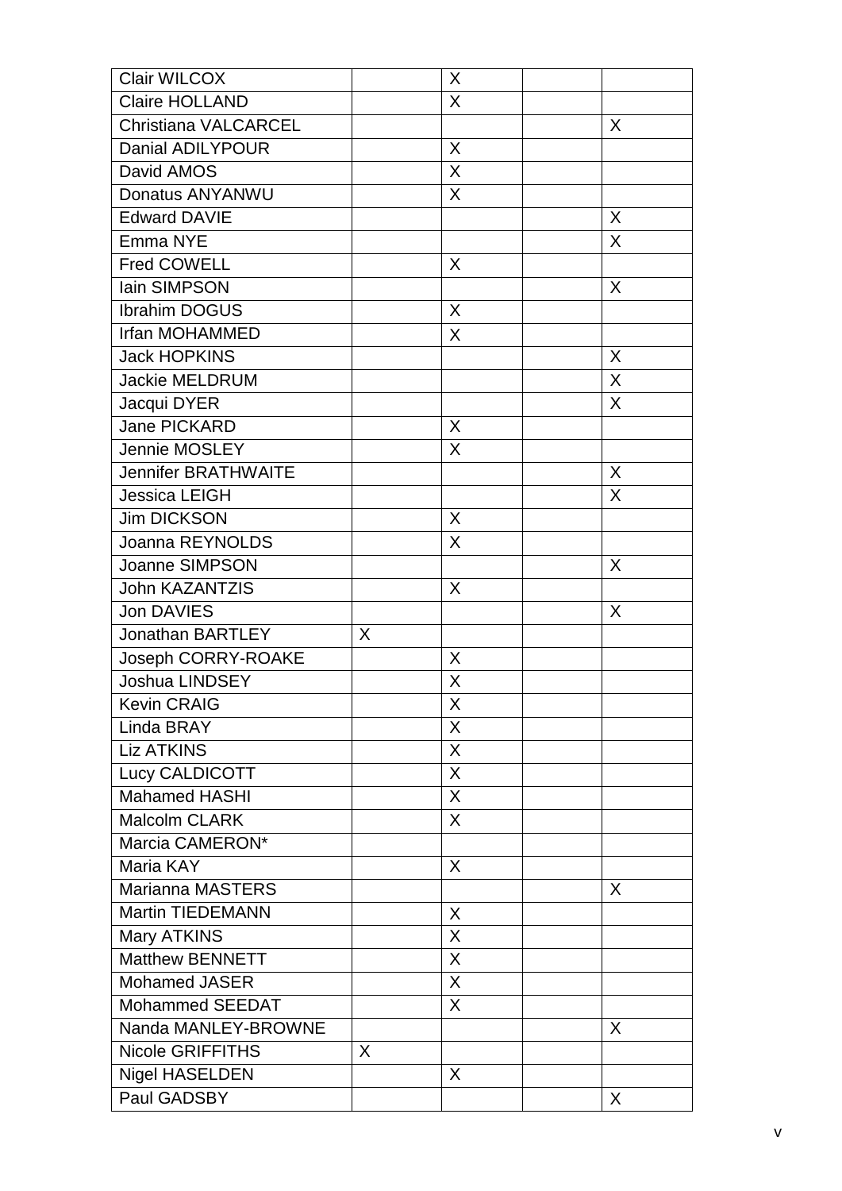| | | | | |
|---|---|---|---|---|
| Clair WILCOX | | X | | |
| Claire HOLLAND | | X | | |
| Christiana VALCARCEL | | | | X |
| Danial ADILYPOUR | | X | | |
| David AMOS | | X | | |
| Donatus ANYANWU | | X | | |
| Edward DAVIE | | | | X |
| Emma NYE | | | | X |
| Fred COWELL | | X | | |
| Iain SIMPSON | | | | X |
| Ibrahim DOGUS | | X | | |
| Irfan MOHAMMED | | X | | |
| Jack HOPKINS | | | | X |
| Jackie MELDRUM | | | | X |
| Jacqui DYER | | | | X |
| Jane PICKARD | | X | | |
| Jennie MOSLEY | | X | | |
| Jennifer BRATHWAITE | | | | X |
| Jessica LEIGH | | | | X |
| Jim DICKSON | | X | | |
| Joanna REYNOLDS | | X | | |
| Joanne SIMPSON | | | | X |
| John KAZANTZIS | | X | | |
| Jon DAVIES | | | | X |
| Jonathan BARTLEY | X | | | |
| Joseph CORRY-ROAKE | | X | | |
| Joshua LINDSEY | | X | | |
| Kevin CRAIG | | X | | |
| Linda BRAY | | X | | |
| Liz ATKINS | | X | | |
| Lucy CALDICOTT | | X | | |
| Mahamed HASHI | | X | | |
| Malcolm CLARK | | X | | |
| Marcia CAMERON* | | | | |
| Maria KAY | | X | | |
| Marianna MASTERS | | | | X |
| Martin TIEDEMANN | | X | | |
| Mary ATKINS | | X | | |
| Matthew BENNETT | | X | | |
| Mohamed JASER | | X | | |
| Mohammed SEEDAT | | X | | |
| Nanda MANLEY-BROWNE | | | | X |
| Nicole GRIFFITHS | X | | | |
| Nigel HASELDEN | | X | | |
| Paul GADSBY | | | | X |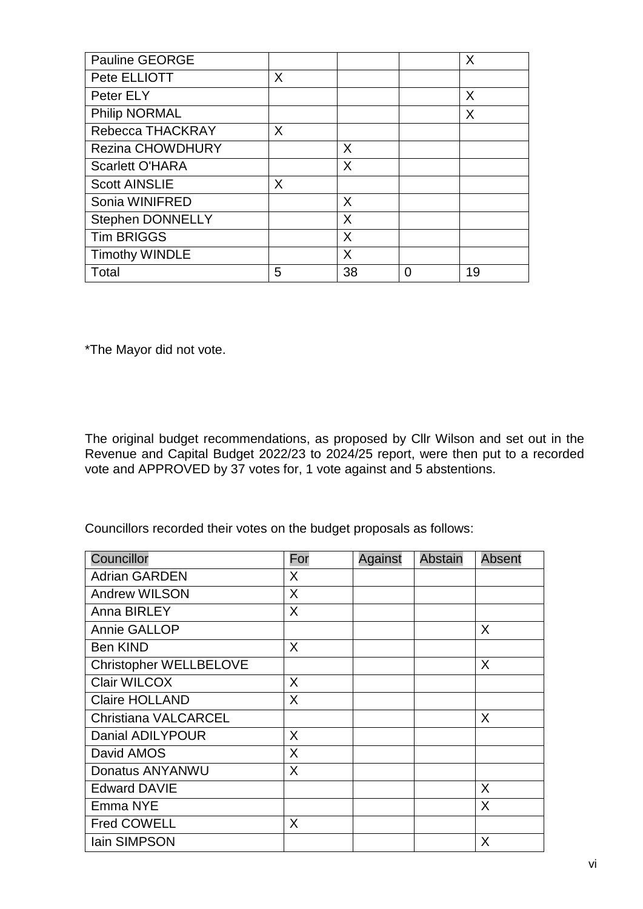| | | | | |
|---|---|---|---|---|
| Pauline GEORGE | | | | X |
| Pete ELLIOTT | X | | | |
| Peter ELY | | | | X |
| Philip NORMAL | | | | X |
| Rebecca THACKRAY | X | | | |
| Rezina CHOWDHURY | | X | | |
| Scarlett O'HARA | | X | | |
| Scott AINSLIE | X | | | |
| Sonia WINIFRED | | X | | |
| Stephen DONNELLY | | X | | |
| Tim BRIGGS | | X | | |
| Timothy WINDLE | | X | | |
| Total | 5 | 38 | 0 | 19 |

*The Mayor did not vote.

The original budget recommendations, as proposed by Cllr Wilson and set out in the Revenue and Capital Budget 2022/23 to 2024/25 report, were then put to a recorded vote and APPROVED by 37 votes for, 1 vote against and 5 abstentions.

Councillors recorded their votes on the budget proposals as follows:

| Councillor | For | Against | Abstain | Absent |
|---|---|---|---|---|
| Adrian GARDEN | X | | | |
| Andrew WILSON | X | | | |
| Anna BIRLEY | X | | | |
| Annie GALLOP | | | | X |
| Ben KIND | X | | | |
| Christopher WELLBELOVE | | | | X |
| Clair WILCOX | X | | | |
| Claire HOLLAND | X | | | |
| Christiana VALCARCEL | | | | X |
| Danial ADILYPOUR | X | | | |
| David AMOS | X | | | |
| Donatus ANYANWU | X | | | |
| Edward DAVIE | | | | X |
| Emma NYE | | | | X |
| Fred COWELL | X | | | |
| Iain SIMPSON | | | | X |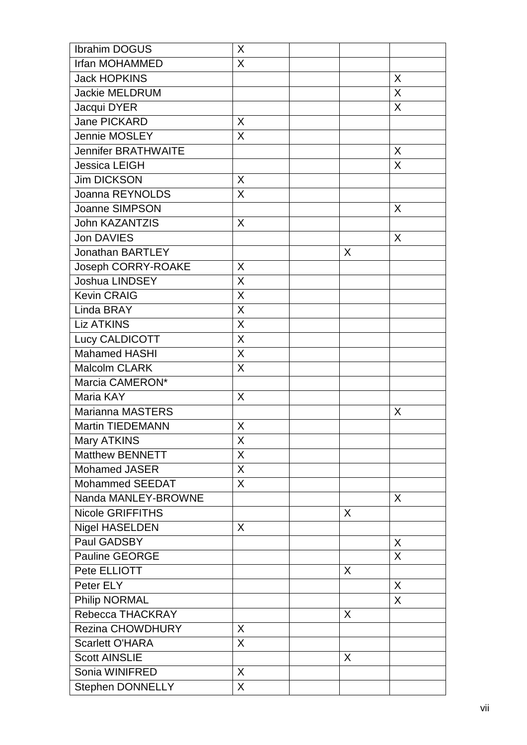| | | | | |
|---|---|---|---|---|
| Ibrahim DOGUS | X | | | |
| Irfan MOHAMMED | X | | | |
| Jack HOPKINS | | | | X |
| Jackie MELDRUM | | | | X |
| Jacqui DYER | | | | X |
| Jane PICKARD | X | | | |
| Jennie MOSLEY | X | | | |
| Jennifer BRATHWAITE | | | | X |
| Jessica LEIGH | | | | X |
| Jim DICKSON | X | | | |
| Joanna REYNOLDS | X | | | |
| Joanne SIMPSON | | | | X |
| John KAZANTZIS | X | | | |
| Jon DAVIES | | | | X |
| Jonathan BARTLEY | | | X | |
| Joseph CORRY-ROAKE | X | | | |
| Joshua LINDSEY | X | | | |
| Kevin CRAIG | X | | | |
| Linda BRAY | X | | | |
| Liz ATKINS | X | | | |
| Lucy CALDICOTT | X | | | |
| Mahamed HASHI | X | | | |
| Malcolm CLARK | X | | | |
| Marcia CAMERON* | | | | |
| Maria KAY | X | | | |
| Marianna MASTERS | | | | X |
| Martin TIEDEMANN | X | | | |
| Mary ATKINS | X | | | |
| Matthew BENNETT | X | | | |
| Mohamed JASER | X | | | |
| Mohammed SEEDAT | X | | | |
| Nanda MANLEY-BROWNE | | | | X |
| Nicole GRIFFITHS | | | X | |
| Nigel HASELDEN | X | | | |
| Paul GADSBY | | | | X |
| Pauline GEORGE | | | | X |
| Pete ELLIOTT | | | X | |
| Peter ELY | | | | X |
| Philip NORMAL | | | | X |
| Rebecca THACKRAY | | | X | |
| Rezina CHOWDHURY | X | | | |
| Scarlett O'HARA | X | | | |
| Scott AINSLIE | | | X | |
| Sonia WINIFRED | X | | | |
| Stephen DONNELLY | X | | | |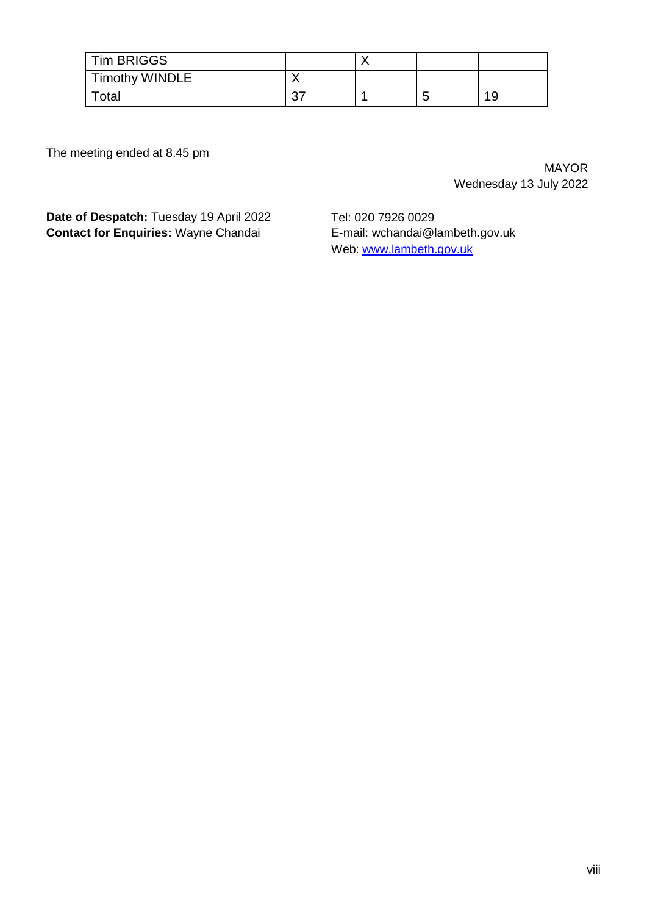| | | | | |
|---|---|---|---|---|
| Tim BRIGGS | | X | | |
| Timothy WINDLE | X | | | |
| Total | 37 | 1 | 5 | 19 |

The meeting ended at 8.45 pm

MAYOR
Wednesday 13 July 2022

**Date of Despatch:** Tuesday 19 April 2022
**Contact for Enquiries:** Wayne Chandai
Tel: 020 7926 0029
E-mail: wchandai@lambeth.gov.uk
Web: www.lambeth.gov.uk